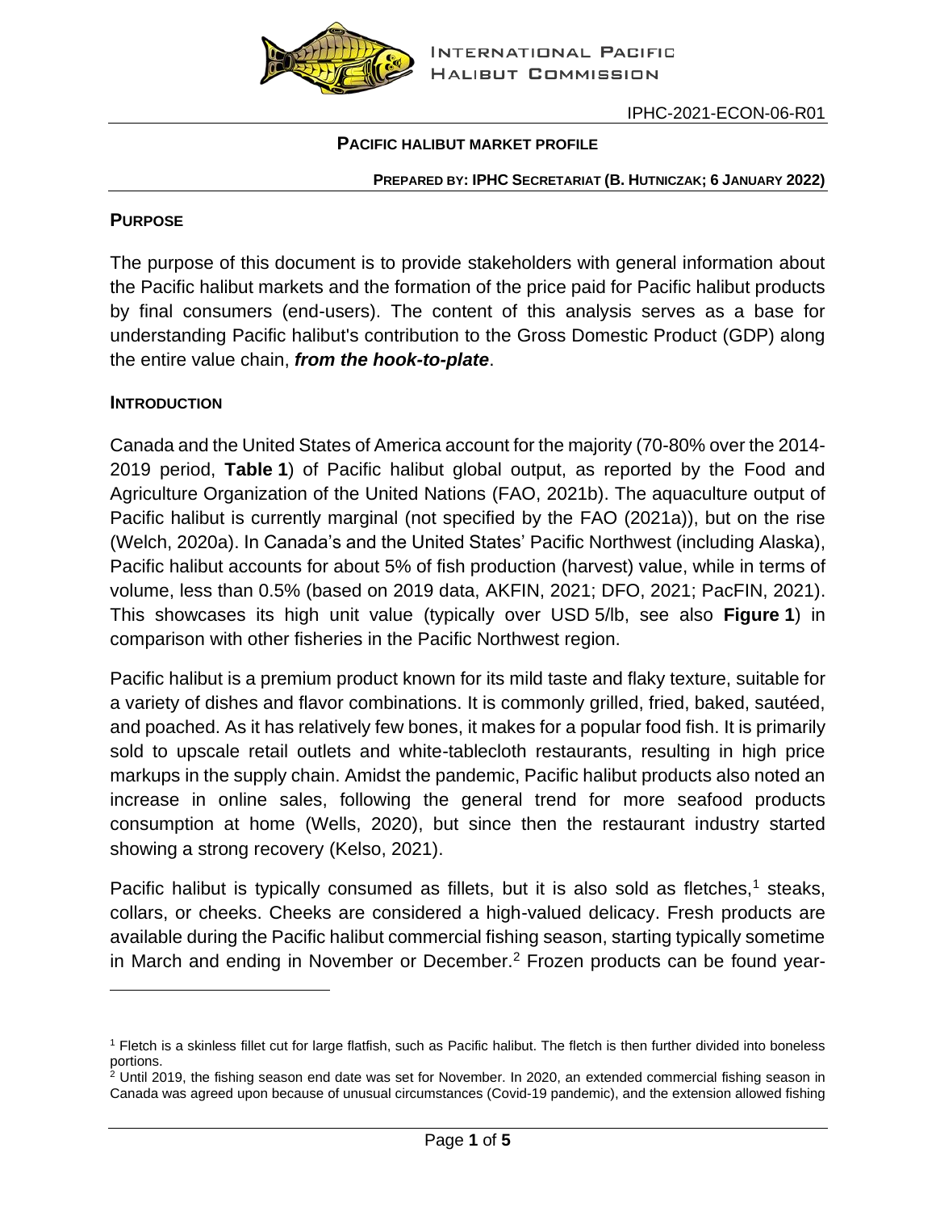IPHC-2021-ECON-06-R01

# PACIFIC HALIBUT MARKET PROFILE

**PREPARED BY: IPHC SECRETARIAT (B. HUTNICZAK; 6 JANUARY 2022)**

## PURPOSE

The purpose of this document is to provide stakeholders with general information about the Pacific halibut markets and the formation of the price paid for Pacific halibut products by final consumers (end-users). The content of this analysis serves as a base for understanding Pacific halibut's contribution to the Gross Domestic Product (GDP) along the entire value chain, ***from the hook-to-plate***.

## INTRODUCTION

Canada and the United States of America account for the majority (70-80% over the 2014-2019 period, **Table 1**) of Pacific halibut global output, as reported by the Food and Agriculture Organization of the United Nations (FAO, 2021b). The aquaculture output of Pacific halibut is currently marginal (not specified by the FAO (2021a)), but on the rise (Welch, 2020a). In Canada's and the United States' Pacific Northwest (including Alaska), Pacific halibut accounts for about 5% of fish production (harvest) value, while in terms of volume, less than 0.5% (based on 2019 data, AKFIN, 2021; DFO, 2021; PacFIN, 2021). This showcases its high unit value (typically over USD 5/lb, see also **Figure 1**) in comparison with other fisheries in the Pacific Northwest region.

Pacific halibut is a premium product known for its mild taste and flaky texture, suitable for a variety of dishes and flavor combinations. It is commonly grilled, fried, baked, sautéed, and poached. As it has relatively few bones, it makes for a popular food fish. It is primarily sold to upscale retail outlets and white-tablecloth restaurants, resulting in high price markups in the supply chain. Amidst the pandemic, Pacific halibut products also noted an increase in online sales, following the general trend for more seafood products consumption at home (Wells, 2020), but since then the restaurant industry started showing a strong recovery (Kelso, 2021).

Pacific halibut is typically consumed as fillets, but it is also sold as fletches,[1] steaks, collars, or cheeks. Cheeks are considered a high-valued delicacy. Fresh products are available during the Pacific halibut commercial fishing season, starting typically sometime in March and ending in November or December.[2] Frozen products can be found year-

[1] Fletch is a skinless fillet cut for large flatfish, such as Pacific halibut. The fletch is then further divided into boneless portions.

[2] Until 2019, the fishing season end date was set for November. In 2020, an extended commercial fishing season in Canada was agreed upon because of unusual circumstances (Covid-19 pandemic), and the extension allowed fishing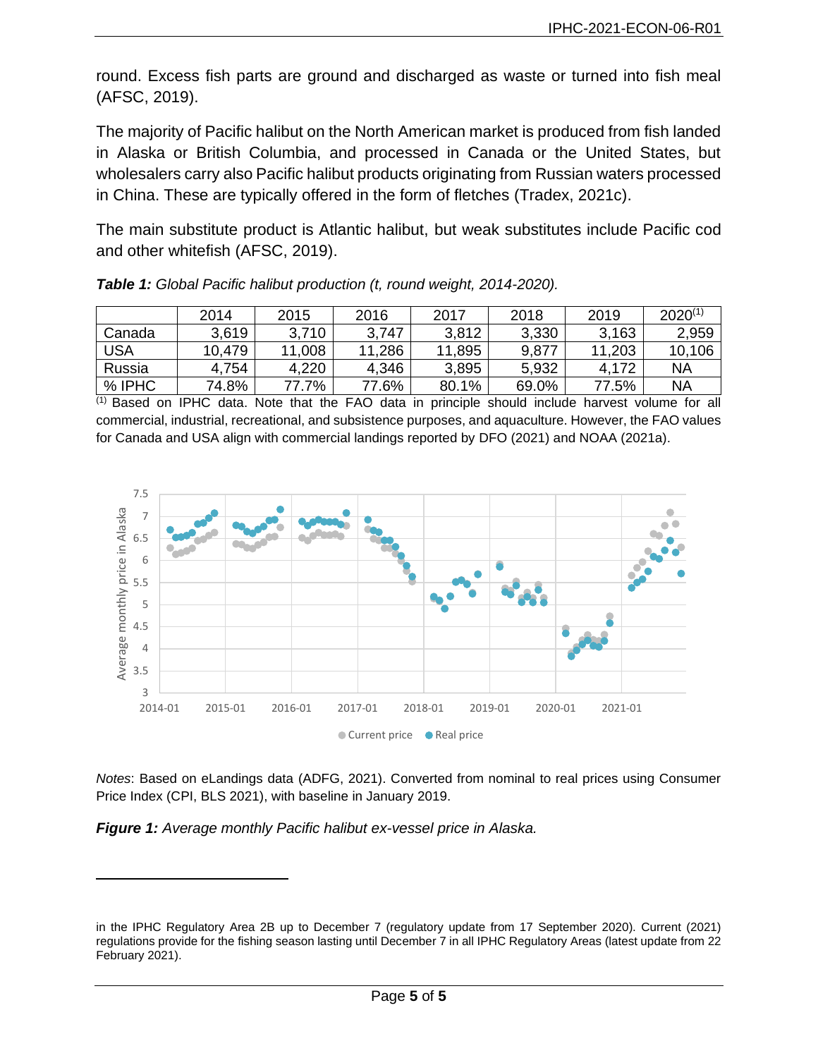round. Excess fish parts are ground and discharged as waste or turned into fish meal (AFSC, 2019).

The majority of Pacific halibut on the North American market is produced from fish landed in Alaska or British Columbia, and processed in Canada or the United States, but wholesalers carry also Pacific halibut products originating from Russian waters processed in China. These are typically offered in the form of fletches (Tradex, 2021c).

The main substitute product is Atlantic halibut, but weak substitutes include Pacific cod and other whitefish (AFSC, 2019).

***Table 1:*** *Global Pacific halibut production (t, round weight, 2014-2020).*

| | 2014 | 2015 | 2016 | 2017 | 2018 | 2019 | 2020[(1)] |
|---|---|---|---|---|---|---|---|
| Canada | 3,619 | 3,710 | 3,747 | 3,812 | 3,330 | 3,163 | 2,959 |
| USA | 10,479 | 11,008 | 11,286 | 11,895 | 9,877 | 11,203 | 10,106 |
| Russia | 4,754 | 4,220 | 4,346 | 3,895 | 5,932 | 4,172 | NA |
| % IPHC | 74.8% | 77.7% | 77.6% | 80.1% | 69.0% | 77.5% | NA |

[(1)] Based on IPHC data. Note that the FAO data in principle should include harvest volume for all commercial, industrial, recreational, and subsistence purposes, and aquaculture. However, the FAO values for Canada and USA align with commercial landings reported by DFO (2021) and NOAA (2021a).

*Notes*: Based on eLandings data (ADFG, 2021). Converted from nominal to real prices using Consumer Price Index (CPI, BLS 2021), with baseline in January 2019.

***Figure 1:*** *Average monthly Pacific halibut ex-vessel price in Alaska.*

in the IPHC Regulatory Area 2B up to December 7 (regulatory update from 17 September 2020). Current (2021) regulations provide for the fishing season lasting until December 7 in all IPHC Regulatory Areas (latest update from 22 February 2021).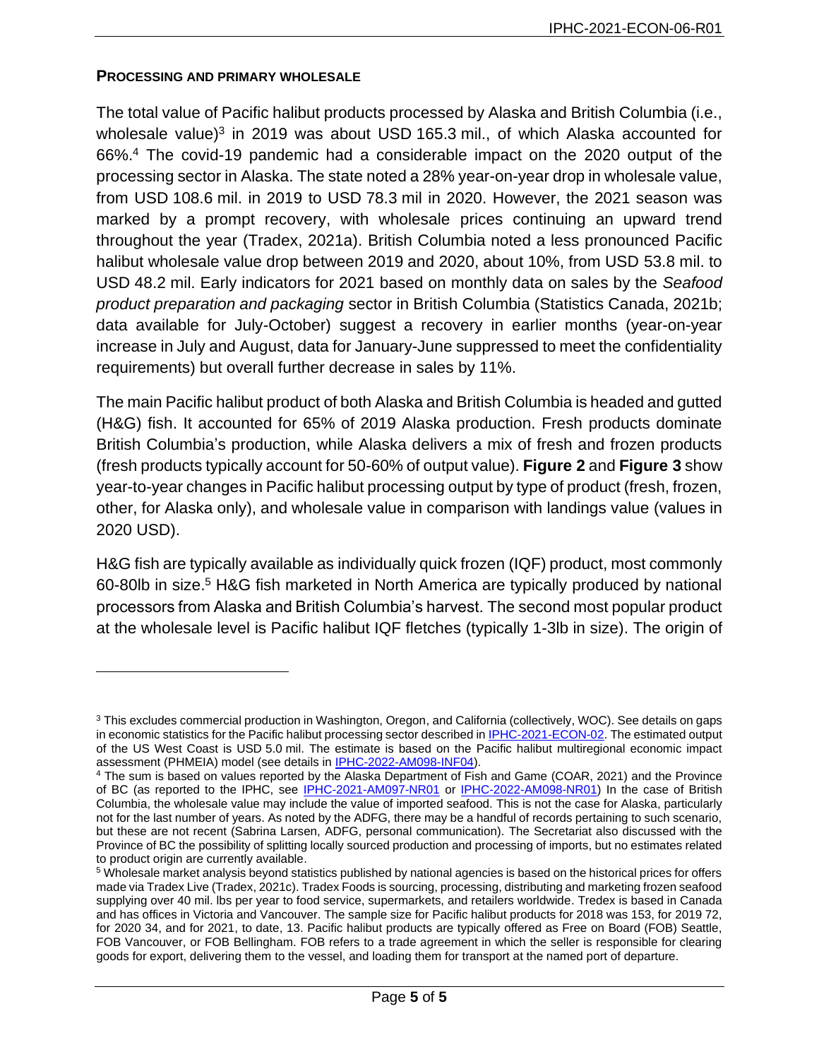**PROCESSING AND PRIMARY WHOLESALE**

The total value of Pacific halibut products processed by Alaska and British Columbia (i.e., wholesale value)[3] in 2019 was about USD 165.3 mil., of which Alaska accounted for 66%.[4] The covid-19 pandemic had a considerable impact on the 2020 output of the processing sector in Alaska. The state noted a 28% year-on-year drop in wholesale value, from USD 108.6 mil. in 2019 to USD 78.3 mil in 2020. However, the 2021 season was marked by a prompt recovery, with wholesale prices continuing an upward trend throughout the year (Tradex, 2021a). British Columbia noted a less pronounced Pacific halibut wholesale value drop between 2019 and 2020, about 10%, from USD 53.8 mil. to USD 48.2 mil. Early indicators for 2021 based on monthly data on sales by the *Seafood product preparation and packaging* sector in British Columbia (Statistics Canada, 2021b; data available for July-October) suggest a recovery in earlier months (year-on-year increase in July and August, data for January-June suppressed to meet the confidentiality requirements) but overall further decrease in sales by 11%.

The main Pacific halibut product of both Alaska and British Columbia is headed and gutted (H&G) fish. It accounted for 65% of 2019 Alaska production. Fresh products dominate British Columbia's production, while Alaska delivers a mix of fresh and frozen products (fresh products typically account for 50-60% of output value). **Figure 2** and **Figure 3** show year-to-year changes in Pacific halibut processing output by type of product (fresh, frozen, other, for Alaska only), and wholesale value in comparison with landings value (values in 2020 USD).

H&G fish are typically available as individually quick frozen (IQF) product, most commonly 60-80lb in size.[5] H&G fish marketed in North America are typically produced by national processors from Alaska and British Columbia's harvest. The second most popular product at the wholesale level is Pacific halibut IQF fletches (typically 1-3lb in size). The origin of

---

[3] This excludes commercial production in Washington, Oregon, and California (collectively, WOC). See details on gaps in economic statistics for the Pacific halibut processing sector described in IPHC-2021-ECON-02. The estimated output of the US West Coast is USD 5.0 mil. The estimate is based on the Pacific halibut multiregional economic impact assessment (PHMEIA) model (see details in IPHC-2022-AM098-INF04).

[4] The sum is based on values reported by the Alaska Department of Fish and Game (COAR, 2021) and the Province of BC (as reported to the IPHC, see IPHC-2021-AM097-NR01 or IPHC-2022-AM098-NR01) In the case of British Columbia, the wholesale value may include the value of imported seafood. This is not the case for Alaska, particularly not for the last number of years. As noted by the ADFG, there may be a handful of records pertaining to such scenario, but these are not recent (Sabrina Larsen, ADFG, personal communication). The Secretariat also discussed with the Province of BC the possibility of splitting locally sourced production and processing of imports, but no estimates related to product origin are currently available.

[5] Wholesale market analysis beyond statistics published by national agencies is based on the historical prices for offers made via Tradex Live (Tradex, 2021c). Tradex Foods is sourcing, processing, distributing and marketing frozen seafood supplying over 40 mil. lbs per year to food service, supermarkets, and retailers worldwide. Tredex is based in Canada and has offices in Victoria and Vancouver. The sample size for Pacific halibut products for 2018 was 153, for 2019 72, for 2020 34, and for 2021, to date, 13. Pacific halibut products are typically offered as Free on Board (FOB) Seattle, FOB Vancouver, or FOB Bellingham. FOB refers to a trade agreement in which the seller is responsible for clearing goods for export, delivering them to the vessel, and loading them for transport at the named port of departure.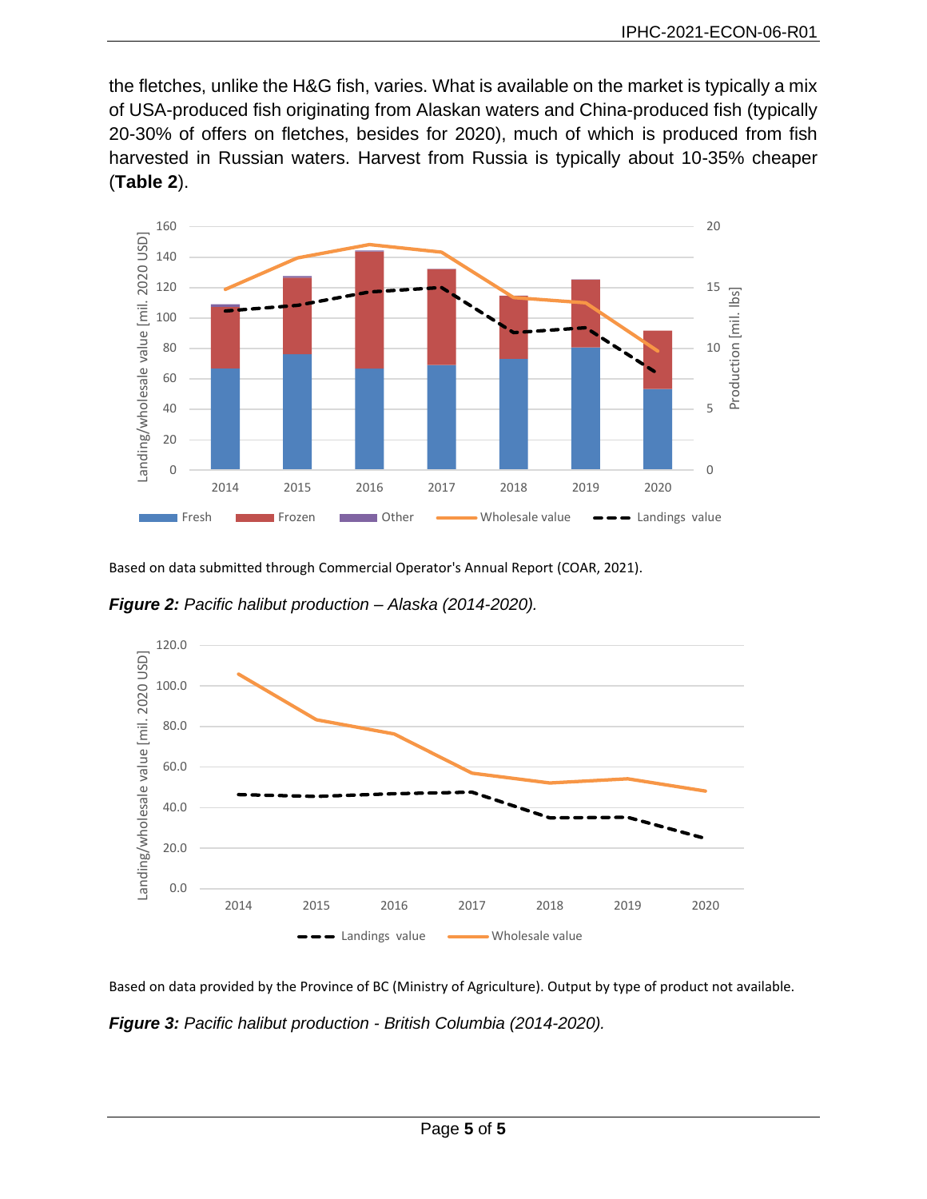the fletches, unlike the H&G fish, varies. What is available on the market is typically a mix of USA-produced fish originating from Alaskan waters and China-produced fish (typically 20-30% of offers on fletches, besides for 2020), much of which is produced from fish harvested in Russian waters. Harvest from Russia is typically about 10-35% cheaper (**Table 2**).

Based on data submitted through Commercial Operator's Annual Report (COAR, 2021).

***Figure 2:*** *Pacific halibut production – Alaska (2014-2020).*

Based on data provided by the Province of BC (Ministry of Agriculture). Output by type of product not available.

***Figure 3:*** *Pacific halibut production - British Columbia (2014-2020).*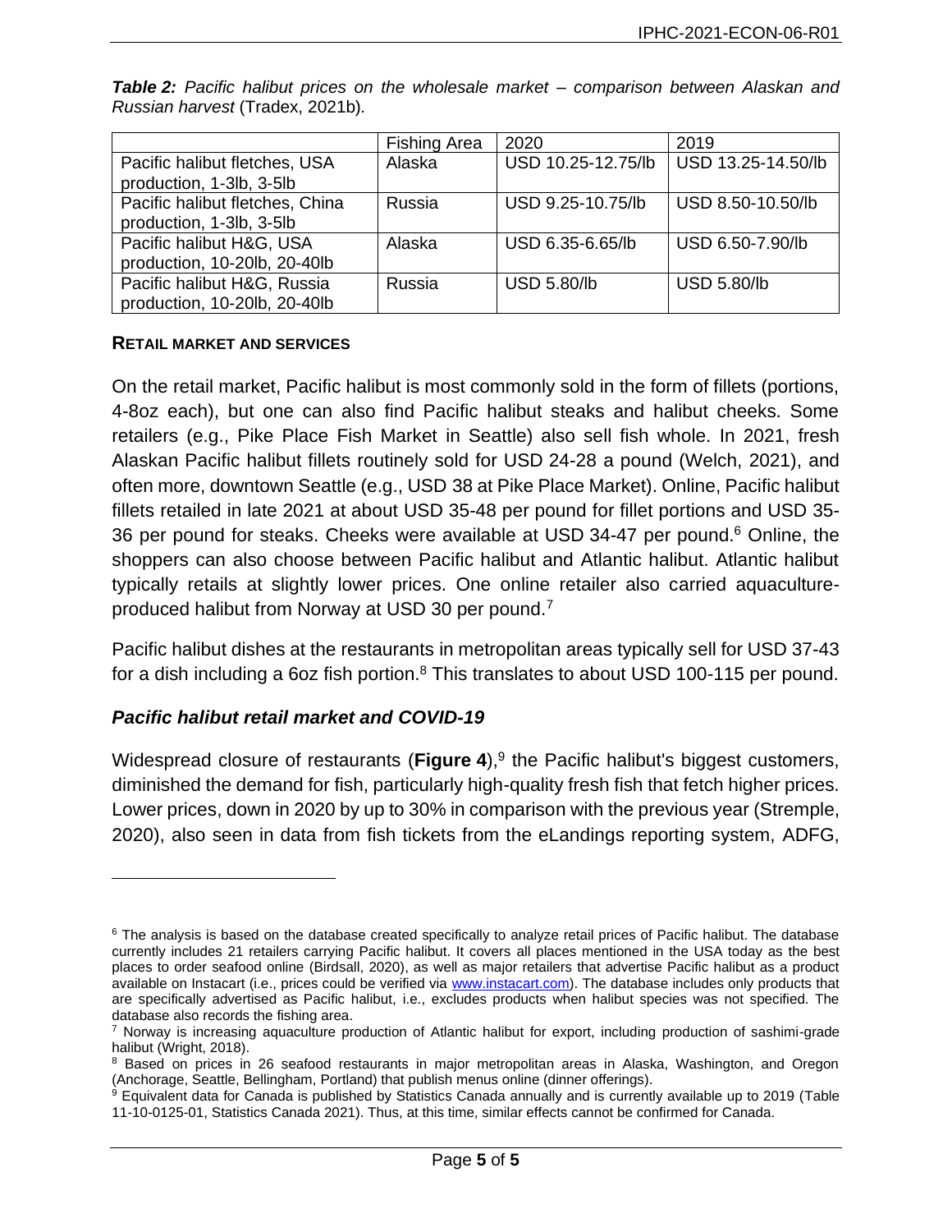***Table 2:*** *Pacific halibut prices on the wholesale market – comparison between Alaskan and Russian harvest* (Tradex, 2021b).

| | Fishing Area | 2020 | 2019 |
|---|---|---|---|
| Pacific halibut fletches, USA production, 1-3lb, 3-5lb | Alaska | USD 10.25-12.75/lb | USD 13.25-14.50/lb |
| Pacific halibut fletches, China production, 1-3lb, 3-5lb | Russia | USD 9.25-10.75/lb | USD 8.50-10.50/lb |
| Pacific halibut H&G, USA production, 10-20lb, 20-40lb | Alaska | USD 6.35-6.65/lb | USD 6.50-7.90/lb |
| Pacific halibut H&G, Russia production, 10-20lb, 20-40lb | Russia | USD 5.80/lb | USD 5.80/lb |

**RETAIL MARKET AND SERVICES**

On the retail market, Pacific halibut is most commonly sold in the form of fillets (portions, 4-8oz each), but one can also find Pacific halibut steaks and halibut cheeks. Some retailers (e.g., Pike Place Fish Market in Seattle) also sell fish whole. In 2021, fresh Alaskan Pacific halibut fillets routinely sold for USD 24-28 a pound (Welch, 2021), and often more, downtown Seattle (e.g., USD 38 at Pike Place Market). Online, Pacific halibut fillets retailed in late 2021 at about USD 35-48 per pound for fillet portions and USD 35-36 per pound for steaks. Cheeks were available at USD 34-47 per pound.[6] Online, the shoppers can also choose between Pacific halibut and Atlantic halibut. Atlantic halibut typically retails at slightly lower prices. One online retailer also carried aquaculture-produced halibut from Norway at USD 30 per pound.[7]

Pacific halibut dishes at the restaurants in metropolitan areas typically sell for USD 37-43 for a dish including a 6oz fish portion.[8] This translates to about USD 100-115 per pound.

### *Pacific halibut retail market and COVID-19*

Widespread closure of restaurants (**Figure 4**),[9] the Pacific halibut's biggest customers, diminished the demand for fish, particularly high-quality fresh fish that fetch higher prices. Lower prices, down in 2020 by up to 30% in comparison with the previous year (Stremple, 2020), also seen in data from fish tickets from the eLandings reporting system, ADFG,

---

[6] The analysis is based on the database created specifically to analyze retail prices of Pacific halibut. The database currently includes 21 retailers carrying Pacific halibut. It covers all places mentioned in the USA today as the best places to order seafood online (Birdsall, 2020), as well as major retailers that advertise Pacific halibut as a product available on Instacart (i.e., prices could be verified via www.instacart.com). The database includes only products that are specifically advertised as Pacific halibut, i.e., excludes products when halibut species was not specified. The database also records the fishing area.

[7] Norway is increasing aquaculture production of Atlantic halibut for export, including production of sashimi-grade halibut (Wright, 2018).

[8] Based on prices in 26 seafood restaurants in major metropolitan areas in Alaska, Washington, and Oregon (Anchorage, Seattle, Bellingham, Portland) that publish menus online (dinner offerings).

[9] Equivalent data for Canada is published by Statistics Canada annually and is currently available up to 2019 (Table 11-10-0125-01, Statistics Canada 2021). Thus, at this time, similar effects cannot be confirmed for Canada.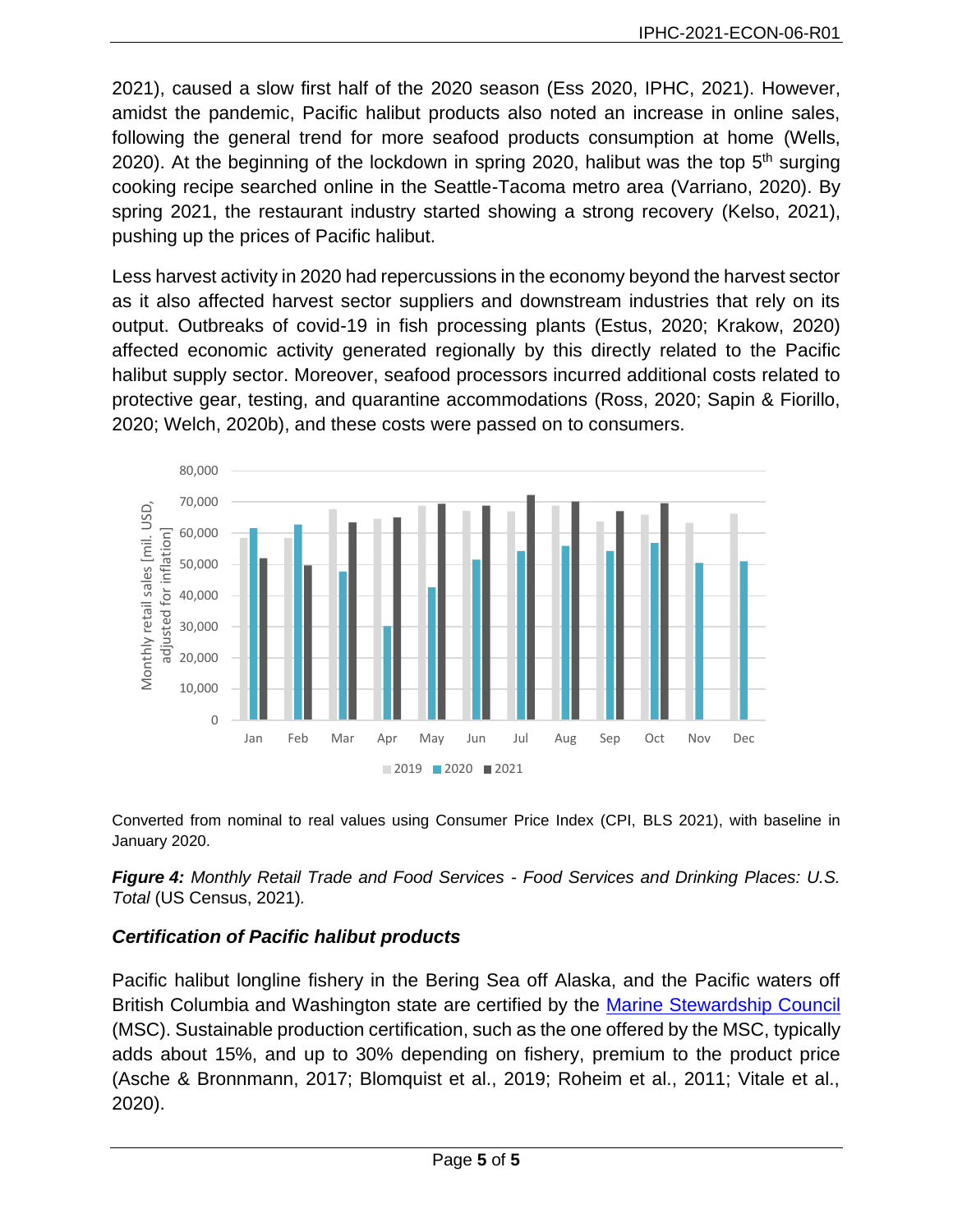2021), caused a slow first half of the 2020 season (Ess 2020, IPHC, 2021). However, amidst the pandemic, Pacific halibut products also noted an increase in online sales, following the general trend for more seafood products consumption at home (Wells, 2020). At the beginning of the lockdown in spring 2020, halibut was the top 5th surging cooking recipe searched online in the Seattle-Tacoma metro area (Varriano, 2020). By spring 2021, the restaurant industry started showing a strong recovery (Kelso, 2021), pushing up the prices of Pacific halibut.

Less harvest activity in 2020 had repercussions in the economy beyond the harvest sector as it also affected harvest sector suppliers and downstream industries that rely on its output. Outbreaks of covid-19 in fish processing plants (Estus, 2020; Krakow, 2020) affected economic activity generated regionally by this directly related to the Pacific halibut supply sector. Moreover, seafood processors incurred additional costs related to protective gear, testing, and quarantine accommodations (Ross, 2020; Sapin & Fiorillo, 2020; Welch, 2020b), and these costs were passed on to consumers.

Converted from nominal to real values using Consumer Price Index (CPI, BLS 2021), with baseline in January 2020.

***Figure 4:*** *Monthly Retail Trade and Food Services - Food Services and Drinking Places: U.S. Total* (US Census, 2021)*.*

### *Certification of Pacific halibut products*

Pacific halibut longline fishery in the Bering Sea off Alaska, and the Pacific waters off British Columbia and Washington state are certified by the Marine Stewardship Council (MSC). Sustainable production certification, such as the one offered by the MSC, typically adds about 15%, and up to 30% depending on fishery, premium to the product price (Asche & Bronnmann, 2017; Blomquist et al., 2019; Roheim et al., 2011; Vitale et al., 2020).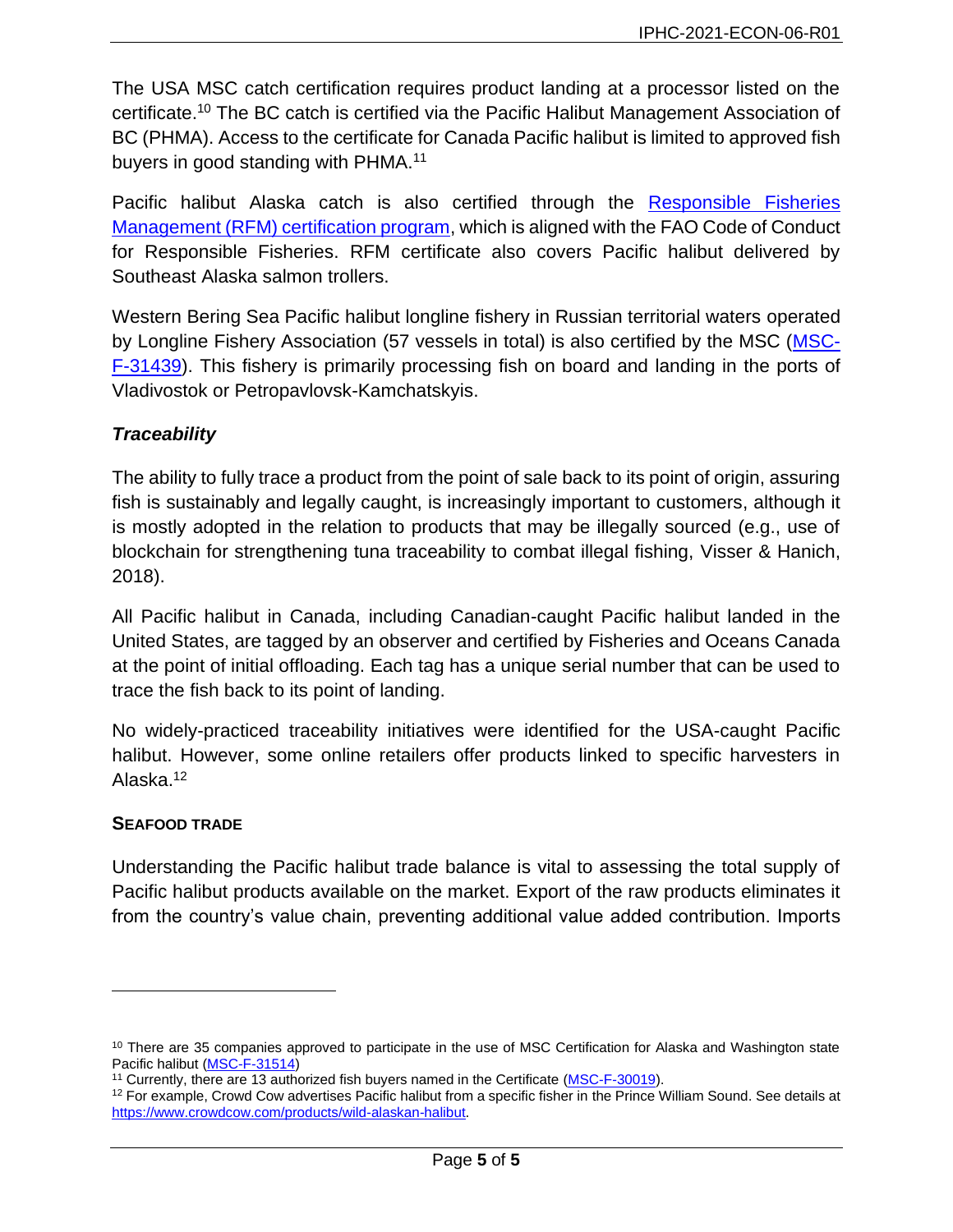The USA MSC catch certification requires product landing at a processor listed on the certificate.[10] The BC catch is certified via the Pacific Halibut Management Association of BC (PHMA). Access to the certificate for Canada Pacific halibut is limited to approved fish buyers in good standing with PHMA.[11]

Pacific halibut Alaska catch is also certified through the [Responsible Fisheries Management (RFM) certification program](), which is aligned with the FAO Code of Conduct for Responsible Fisheries. RFM certificate also covers Pacific halibut delivered by Southeast Alaska salmon trollers.

Western Bering Sea Pacific halibut longline fishery in Russian territorial waters operated by Longline Fishery Association (57 vessels in total) is also certified by the MSC (MSC-F-31439). This fishery is primarily processing fish on board and landing in the ports of Vladivostok or Petropavlovsk-Kamchatskyis.

### *Traceability*

The ability to fully trace a product from the point of sale back to its point of origin, assuring fish is sustainably and legally caught, is increasingly important to customers, although it is mostly adopted in the relation to products that may be illegally sourced (e.g., use of blockchain for strengthening tuna traceability to combat illegal fishing, Visser & Hanich, 2018).

All Pacific halibut in Canada, including Canadian-caught Pacific halibut landed in the United States, are tagged by an observer and certified by Fisheries and Oceans Canada at the point of initial offloading. Each tag has a unique serial number that can be used to trace the fish back to its point of landing.

No widely-practiced traceability initiatives were identified for the USA-caught Pacific halibut. However, some online retailers offer products linked to specific harvesters in Alaska.[12]

## SEAFOOD TRADE

Understanding the Pacific halibut trade balance is vital to assessing the total supply of Pacific halibut products available on the market. Export of the raw products eliminates it from the country's value chain, preventing additional value added contribution. Imports

---

[10] There are 35 companies approved to participate in the use of MSC Certification for Alaska and Washington state Pacific halibut (MSC-F-31514)

[11] Currently, there are 13 authorized fish buyers named in the Certificate (MSC-F-30019).

[12] For example, Crowd Cow advertises Pacific halibut from a specific fisher in the Prince William Sound. See details at https://www.crowdcow.com/products/wild-alaskan-halibut.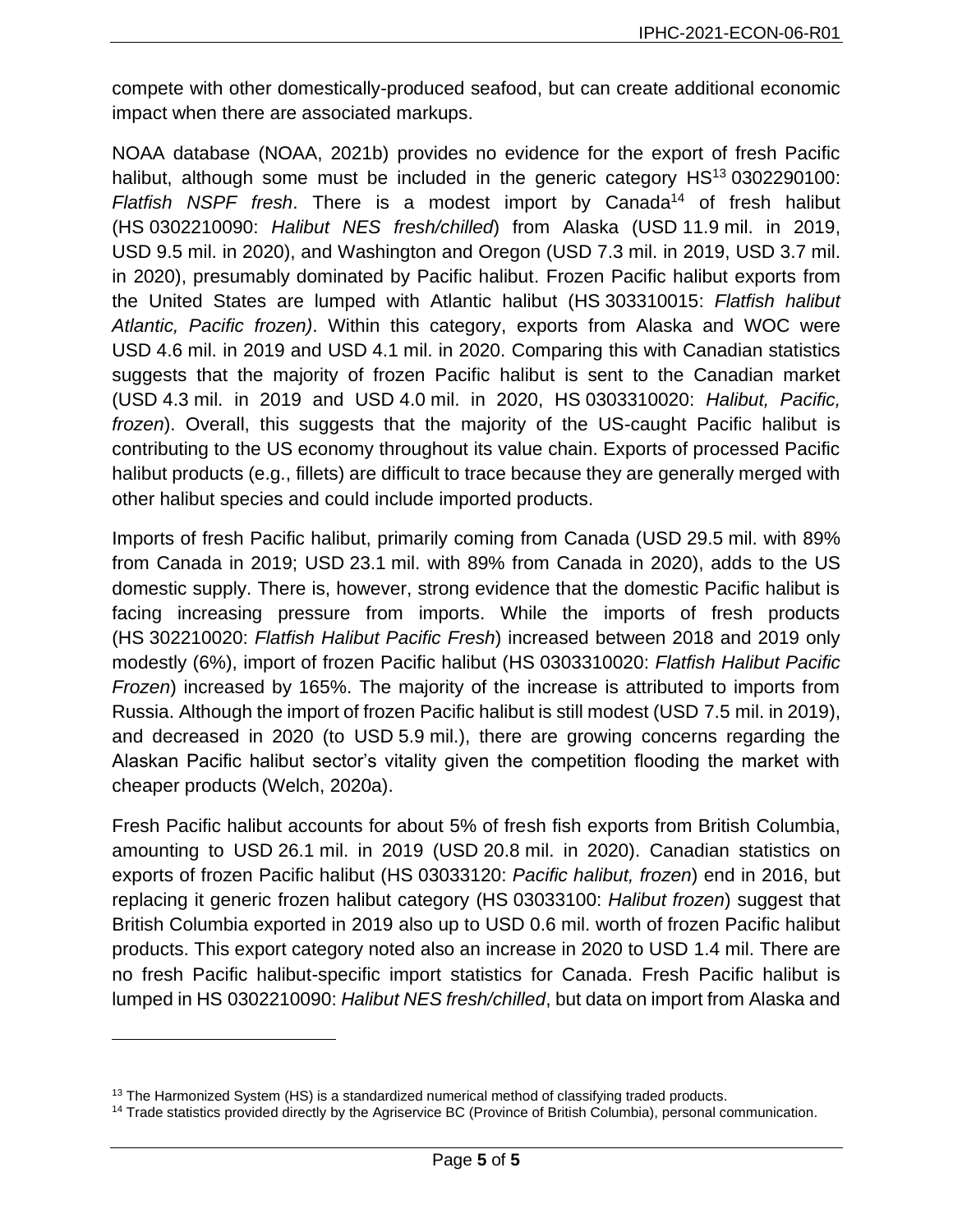compete with other domestically-produced seafood, but can create additional economic impact when there are associated markups.

NOAA database (NOAA, 2021b) provides no evidence for the export of fresh Pacific halibut, although some must be included in the generic category HS[13] 0302290100: *Flatfish NSPF fresh*. There is a modest import by Canada[14] of fresh halibut (HS 0302210090: *Halibut NES fresh/chilled*) from Alaska (USD 11.9 mil. in 2019, USD 9.5 mil. in 2020), and Washington and Oregon (USD 7.3 mil. in 2019, USD 3.7 mil. in 2020), presumably dominated by Pacific halibut. Frozen Pacific halibut exports from the United States are lumped with Atlantic halibut (HS 303310015: *Flatfish halibut Atlantic, Pacific frozen)*. Within this category, exports from Alaska and WOC were USD 4.6 mil. in 2019 and USD 4.1 mil. in 2020. Comparing this with Canadian statistics suggests that the majority of frozen Pacific halibut is sent to the Canadian market (USD 4.3 mil. in 2019 and USD 4.0 mil. in 2020, HS 0303310020: *Halibut, Pacific, frozen*). Overall, this suggests that the majority of the US-caught Pacific halibut is contributing to the US economy throughout its value chain. Exports of processed Pacific halibut products (e.g., fillets) are difficult to trace because they are generally merged with other halibut species and could include imported products.

Imports of fresh Pacific halibut, primarily coming from Canada (USD 29.5 mil. with 89% from Canada in 2019; USD 23.1 mil. with 89% from Canada in 2020), adds to the US domestic supply. There is, however, strong evidence that the domestic Pacific halibut is facing increasing pressure from imports. While the imports of fresh products (HS 302210020: *Flatfish Halibut Pacific Fresh*) increased between 2018 and 2019 only modestly (6%), import of frozen Pacific halibut (HS 0303310020: *Flatfish Halibut Pacific Frozen*) increased by 165%. The majority of the increase is attributed to imports from Russia. Although the import of frozen Pacific halibut is still modest (USD 7.5 mil. in 2019), and decreased in 2020 (to USD 5.9 mil.), there are growing concerns regarding the Alaskan Pacific halibut sector's vitality given the competition flooding the market with cheaper products (Welch, 2020a).

Fresh Pacific halibut accounts for about 5% of fresh fish exports from British Columbia, amounting to USD 26.1 mil. in 2019 (USD 20.8 mil. in 2020). Canadian statistics on exports of frozen Pacific halibut (HS 03033120: *Pacific halibut, frozen*) end in 2016, but replacing it generic frozen halibut category (HS 03033100: *Halibut frozen*) suggest that British Columbia exported in 2019 also up to USD 0.6 mil. worth of frozen Pacific halibut products. This export category noted also an increase in 2020 to USD 1.4 mil. There are no fresh Pacific halibut-specific import statistics for Canada. Fresh Pacific halibut is lumped in HS 0302210090: *Halibut NES fresh/chilled*, but data on import from Alaska and

---

[13] The Harmonized System (HS) is a standardized numerical method of classifying traded products.

[14] Trade statistics provided directly by the Agriservice BC (Province of British Columbia), personal communication.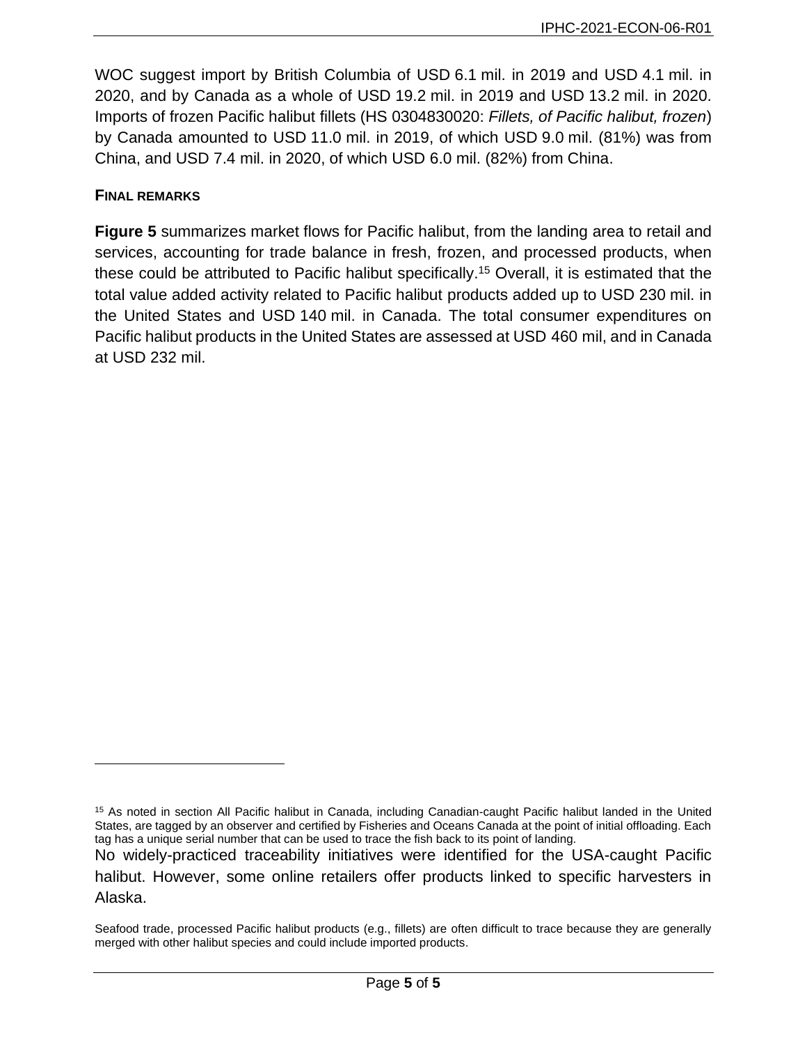WOC suggest import by British Columbia of USD 6.1 mil. in 2019 and USD 4.1 mil. in 2020, and by Canada as a whole of USD 19.2 mil. in 2019 and USD 13.2 mil. in 2020. Imports of frozen Pacific halibut fillets (HS 0304830020: *Fillets, of Pacific halibut, frozen*) by Canada amounted to USD 11.0 mil. in 2019, of which USD 9.0 mil. (81%) was from China, and USD 7.4 mil. in 2020, of which USD 6.0 mil. (82%) from China.

## FINAL REMARKS

**Figure 5** summarizes market flows for Pacific halibut, from the landing area to retail and services, accounting for trade balance in fresh, frozen, and processed products, when these could be attributed to Pacific halibut specifically.[15] Overall, it is estimated that the total value added activity related to Pacific halibut products added up to USD 230 mil. in the United States and USD 140 mil. in Canada. The total consumer expenditures on Pacific halibut products in the United States are assessed at USD 460 mil, and in Canada at USD 232 mil.

---

[15] As noted in section All Pacific halibut in Canada, including Canadian-caught Pacific halibut landed in the United States, are tagged by an observer and certified by Fisheries and Oceans Canada at the point of initial offloading. Each tag has a unique serial number that can be used to trace the fish back to its point of landing.

No widely-practiced traceability initiatives were identified for the USA-caught Pacific halibut. However, some online retailers offer products linked to specific harvesters in Alaska.

Seafood trade, processed Pacific halibut products (e.g., fillets) are often difficult to trace because they are generally merged with other halibut species and could include imported products.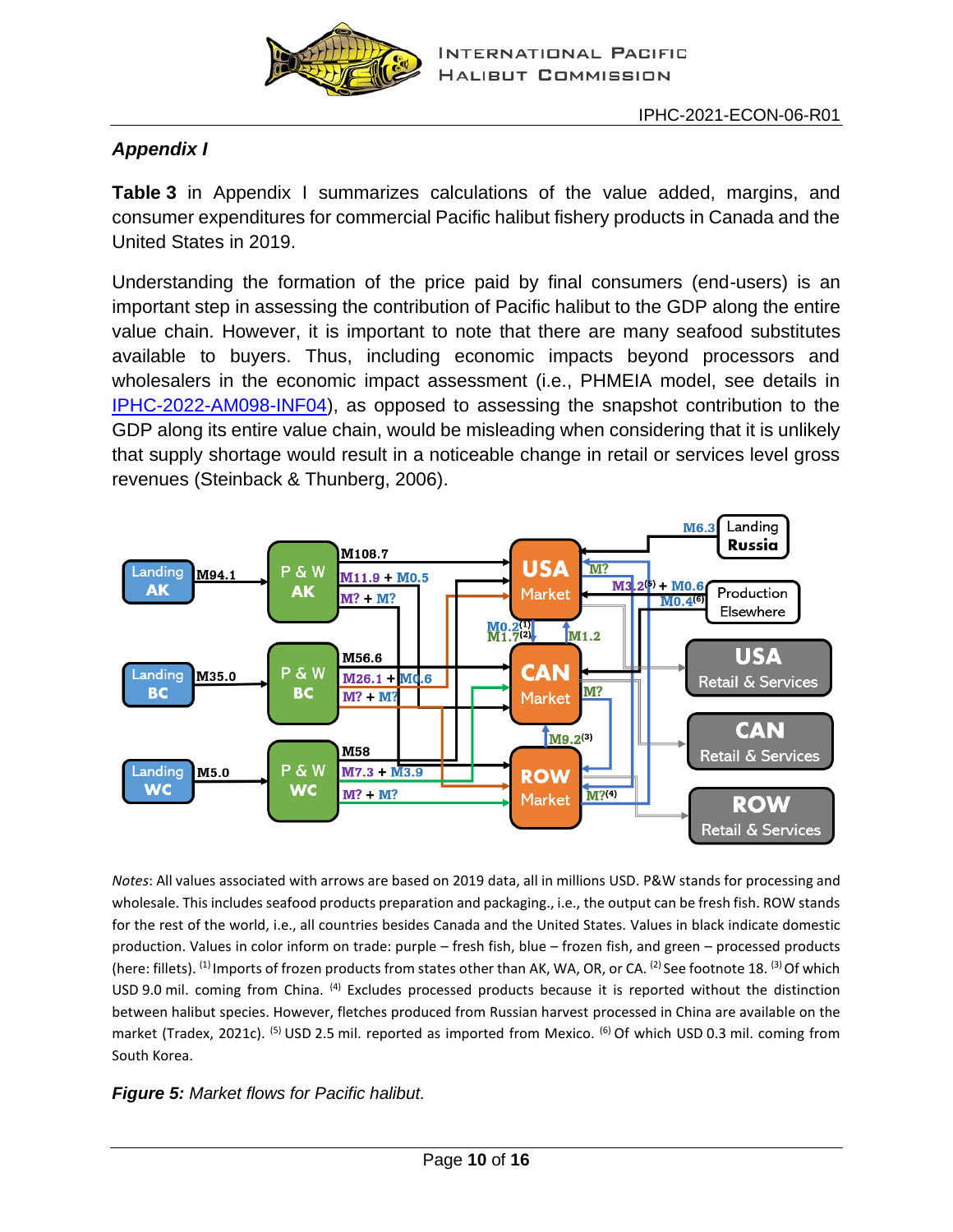### *Appendix I*

**Table 3** in Appendix I summarizes calculations of the value added, margins, and consumer expenditures for commercial Pacific halibut fishery products in Canada and the United States in 2019.

Understanding the formation of the price paid by final consumers (end-users) is an important step in assessing the contribution of Pacific halibut to the GDP along the entire value chain. However, it is important to note that there are many seafood substitutes available to buyers. Thus, including economic impacts beyond processors and wholesalers in the economic impact assessment (i.e., PHMEIA model, see details in IPHC-2022-AM098-INF04), as opposed to assessing the snapshot contribution to the GDP along its entire value chain, would be misleading when considering that it is unlikely that supply shortage would result in a noticeable change in retail or services level gross revenues (Steinback & Thunberg, 2006).

*Notes*: All values associated with arrows are based on 2019 data, all in millions USD. P&W stands for processing and wholesale. This includes seafood products preparation and packaging., i.e., the output can be fresh fish. ROW stands for the rest of the world, i.e., all countries besides Canada and the United States. Values in black indicate domestic production. Values in color inform on trade: purple – fresh fish, blue – frozen fish, and green – processed products (here: fillets). [(1)] Imports of frozen products from states other than AK, WA, OR, or CA. [(2)] See footnote 18. [(3)] Of which USD 9.0 mil. coming from China. [(4)] Excludes processed products because it is reported without the distinction between halibut species. However, fletches produced from Russian harvest processed in China are available on the market (Tradex, 2021c). [(5)] USD 2.5 mil. reported as imported from Mexico. [(6)] Of which USD 0.3 mil. coming from South Korea.

***Figure 5:*** *Market flows for Pacific halibut.*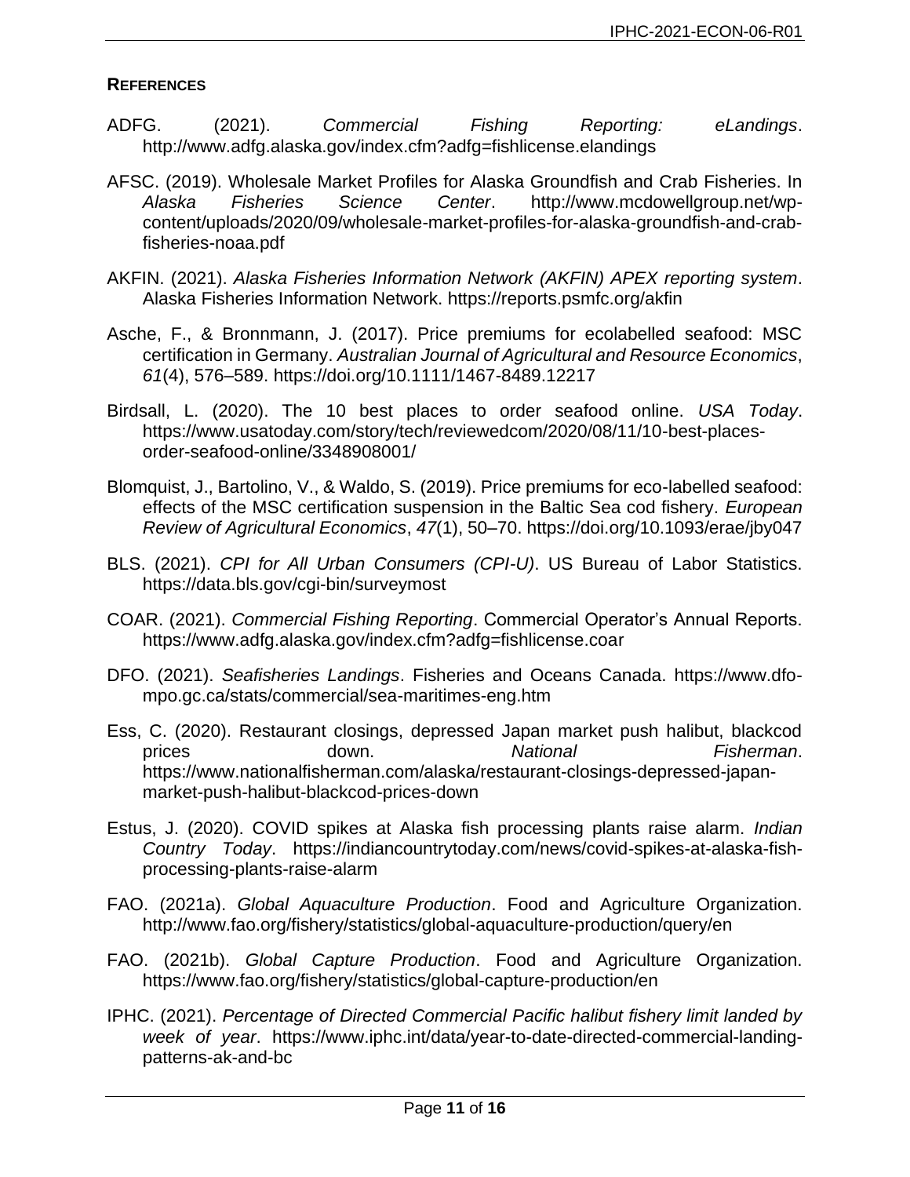## REFERENCES

ADFG. (2021). *Commercial Fishing Reporting: eLandings*. http://www.adfg.alaska.gov/index.cfm?adfg=fishlicense.elandings

AFSC. (2019). Wholesale Market Profiles for Alaska Groundfish and Crab Fisheries. In *Alaska Fisheries Science Center*. http://www.mcdowellgroup.net/wp-content/uploads/2020/09/wholesale-market-profiles-for-alaska-groundfish-and-crab-fisheries-noaa.pdf

AKFIN. (2021). *Alaska Fisheries Information Network (AKFIN) APEX reporting system*. Alaska Fisheries Information Network. https://reports.psmfc.org/akfin

Asche, F., & Bronnmann, J. (2017). Price premiums for ecolabelled seafood: MSC certification in Germany. *Australian Journal of Agricultural and Resource Economics*, *61*(4), 576–589. https://doi.org/10.1111/1467-8489.12217

Birdsall, L. (2020). The 10 best places to order seafood online. *USA Today*. https://www.usatoday.com/story/tech/reviewedcom/2020/08/11/10-best-places-order-seafood-online/3348908001/

Blomquist, J., Bartolino, V., & Waldo, S. (2019). Price premiums for eco-labelled seafood: effects of the MSC certification suspension in the Baltic Sea cod fishery. *European Review of Agricultural Economics*, *47*(1), 50–70. https://doi.org/10.1093/erae/jby047

BLS. (2021). *CPI for All Urban Consumers (CPI-U)*. US Bureau of Labor Statistics. https://data.bls.gov/cgi-bin/surveymost

COAR. (2021). *Commercial Fishing Reporting*. Commercial Operator's Annual Reports. https://www.adfg.alaska.gov/index.cfm?adfg=fishlicense.coar

DFO. (2021). *Seafisheries Landings*. Fisheries and Oceans Canada. https://www.dfo-mpo.gc.ca/stats/commercial/sea-maritimes-eng.htm

Ess, C. (2020). Restaurant closings, depressed Japan market push halibut, blackcod prices down. *National Fisherman*. https://www.nationalfisherman.com/alaska/restaurant-closings-depressed-japan-market-push-halibut-blackcod-prices-down

Estus, J. (2020). COVID spikes at Alaska fish processing plants raise alarm. *Indian Country Today*. https://indiancountrytoday.com/news/covid-spikes-at-alaska-fish-processing-plants-raise-alarm

FAO. (2021a). *Global Aquaculture Production*. Food and Agriculture Organization. http://www.fao.org/fishery/statistics/global-aquaculture-production/query/en

FAO. (2021b). *Global Capture Production*. Food and Agriculture Organization. https://www.fao.org/fishery/statistics/global-capture-production/en

IPHC. (2021). *Percentage of Directed Commercial Pacific halibut fishery limit landed by week of year*. https://www.iphc.int/data/year-to-date-directed-commercial-landing-patterns-ak-and-bc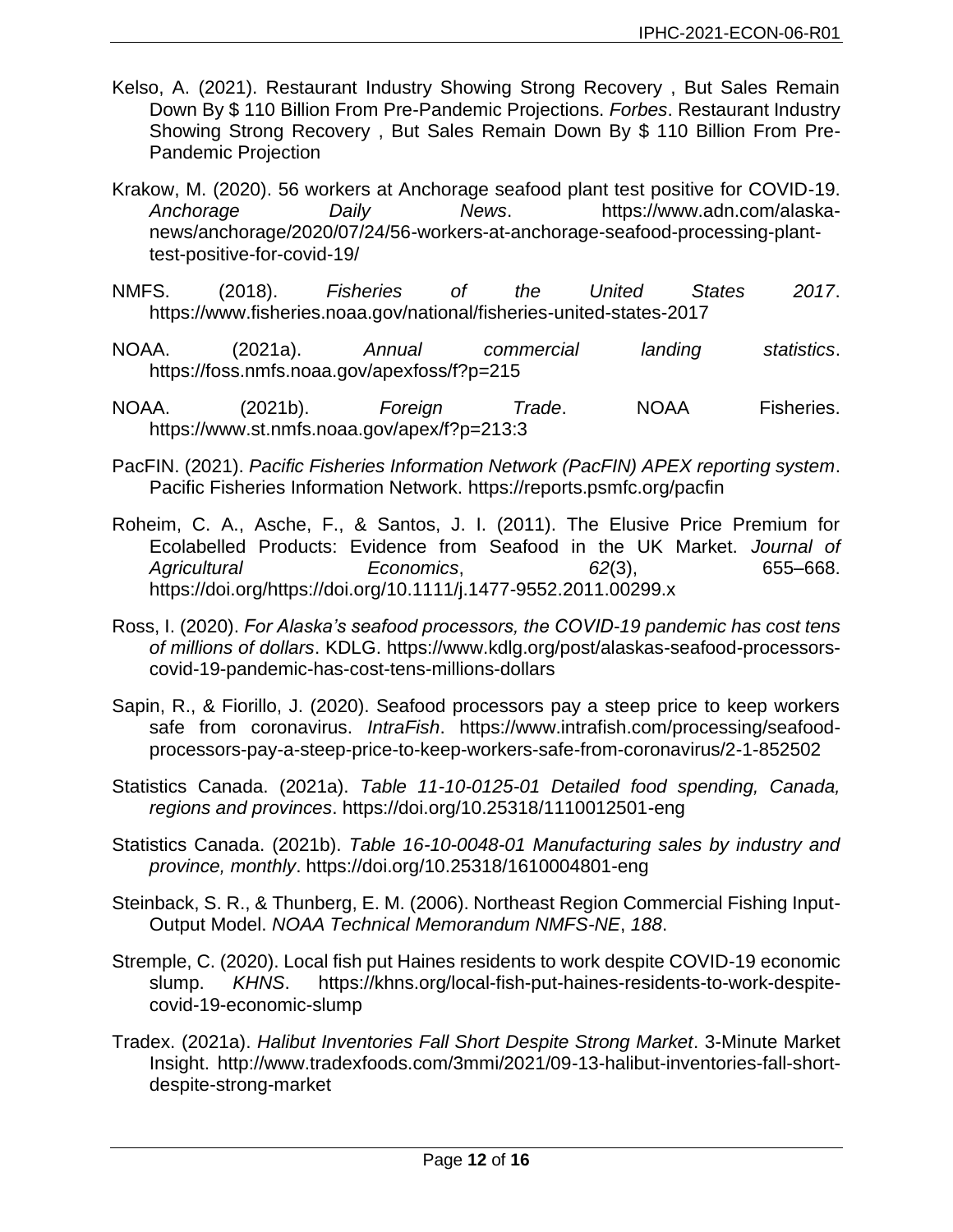Kelso, A. (2021). Restaurant Industry Showing Strong Recovery , But Sales Remain Down By $ 110 Billion From Pre-Pandemic Projections. *Forbes*. Restaurant Industry Showing Strong Recovery , But Sales Remain Down By $ 110 Billion From Pre-Pandemic Projection

Krakow, M. (2020). 56 workers at Anchorage seafood plant test positive for COVID-19. *Anchorage Daily News*. https://www.adn.com/alaska-news/anchorage/2020/07/24/56-workers-at-anchorage-seafood-processing-plant-test-positive-for-covid-19/

NMFS. (2018). *Fisheries of the United States 2017*. https://www.fisheries.noaa.gov/national/fisheries-united-states-2017

NOAA. (2021a). *Annual commercial landing statistics*. https://foss.nmfs.noaa.gov/apexfoss/f?p=215

NOAA. (2021b). *Foreign Trade*. NOAA Fisheries. https://www.st.nmfs.noaa.gov/apex/f?p=213:3

PacFIN. (2021). *Pacific Fisheries Information Network (PacFIN) APEX reporting system*. Pacific Fisheries Information Network. https://reports.psmfc.org/pacfin

Roheim, C. A., Asche, F., & Santos, J. I. (2011). The Elusive Price Premium for Ecolabelled Products: Evidence from Seafood in the UK Market. *Journal of Agricultural Economics*, *62*(3), 655–668. https://doi.org/https://doi.org/10.1111/j.1477-9552.2011.00299.x

Ross, I. (2020). *For Alaska's seafood processors, the COVID-19 pandemic has cost tens of millions of dollars*. KDLG. https://www.kdlg.org/post/alaskas-seafood-processors-covid-19-pandemic-has-cost-tens-millions-dollars

Sapin, R., & Fiorillo, J. (2020). Seafood processors pay a steep price to keep workers safe from coronavirus. *IntraFish*. https://www.intrafish.com/processing/seafood-processors-pay-a-steep-price-to-keep-workers-safe-from-coronavirus/2-1-852502

Statistics Canada. (2021a). *Table 11-10-0125-01 Detailed food spending, Canada, regions and provinces*. https://doi.org/10.25318/1110012501-eng

Statistics Canada. (2021b). *Table 16-10-0048-01 Manufacturing sales by industry and province, monthly*. https://doi.org/10.25318/1610004801-eng

Steinback, S. R., & Thunberg, E. M. (2006). Northeast Region Commercial Fishing Input-Output Model. *NOAA Technical Memorandum NMFS-NE*, *188*.

Stremple, C. (2020). Local fish put Haines residents to work despite COVID-19 economic slump. *KHNS*. https://khns.org/local-fish-put-haines-residents-to-work-despite-covid-19-economic-slump

Tradex. (2021a). *Halibut Inventories Fall Short Despite Strong Market*. 3-Minute Market Insight. http://www.tradexfoods.com/3mmi/2021/09-13-halibut-inventories-fall-short-despite-strong-market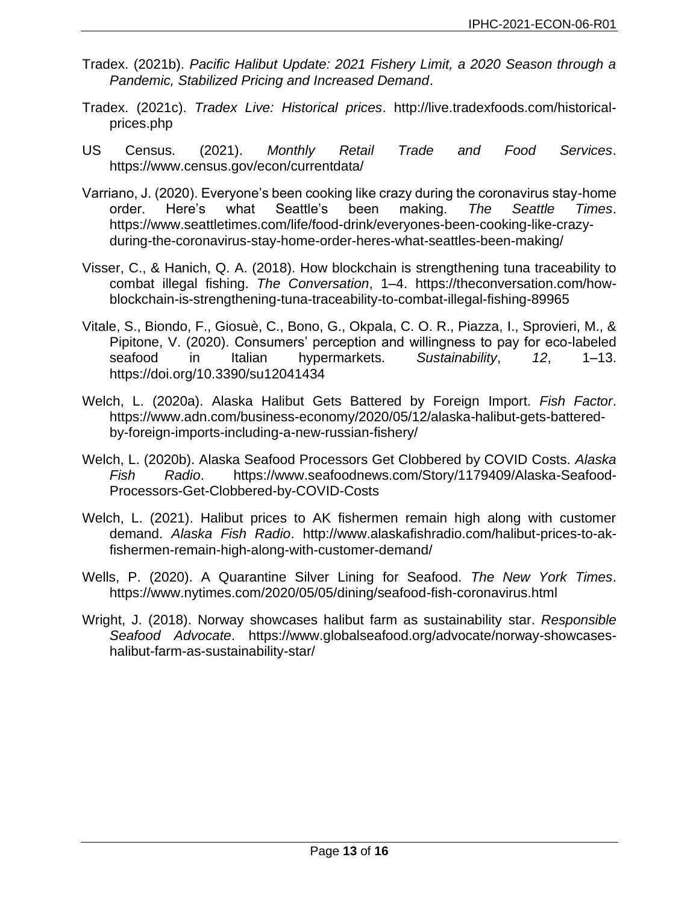Tradex. (2021b). *Pacific Halibut Update: 2021 Fishery Limit, a 2020 Season through a Pandemic, Stabilized Pricing and Increased Demand*.

Tradex. (2021c). *Tradex Live: Historical prices*. http://live.tradexfoods.com/historical-prices.php

US Census. (2021). *Monthly Retail Trade and Food Services*. https://www.census.gov/econ/currentdata/

Varriano, J. (2020). Everyone's been cooking like crazy during the coronavirus stay-home order. Here's what Seattle's been making. *The Seattle Times*. https://www.seattletimes.com/life/food-drink/everyones-been-cooking-like-crazy-during-the-coronavirus-stay-home-order-heres-what-seattles-been-making/

Visser, C., & Hanich, Q. A. (2018). How blockchain is strengthening tuna traceability to combat illegal fishing. *The Conversation*, 1–4. https://theconversation.com/how-blockchain-is-strengthening-tuna-traceability-to-combat-illegal-fishing-89965

Vitale, S., Biondo, F., Giosuè, C., Bono, G., Okpala, C. O. R., Piazza, I., Sprovieri, M., & Pipitone, V. (2020). Consumers' perception and willingness to pay for eco-labeled seafood in Italian hypermarkets. *Sustainability*, *12*, 1–13. https://doi.org/10.3390/su12041434

Welch, L. (2020a). Alaska Halibut Gets Battered by Foreign Import. *Fish Factor*. https://www.adn.com/business-economy/2020/05/12/alaska-halibut-gets-battered-by-foreign-imports-including-a-new-russian-fishery/

Welch, L. (2020b). Alaska Seafood Processors Get Clobbered by COVID Costs. *Alaska Fish Radio*. https://www.seafoodnews.com/Story/1179409/Alaska-Seafood-Processors-Get-Clobbered-by-COVID-Costs

Welch, L. (2021). Halibut prices to AK fishermen remain high along with customer demand. *Alaska Fish Radio*. http://www.alaskafishradio.com/halibut-prices-to-ak-fishermen-remain-high-along-with-customer-demand/

Wells, P. (2020). A Quarantine Silver Lining for Seafood. *The New York Times*. https://www.nytimes.com/2020/05/05/dining/seafood-fish-coronavirus.html

Wright, J. (2018). Norway showcases halibut farm as sustainability star. *Responsible Seafood Advocate*. https://www.globalseafood.org/advocate/norway-showcases-halibut-farm-as-sustainability-star/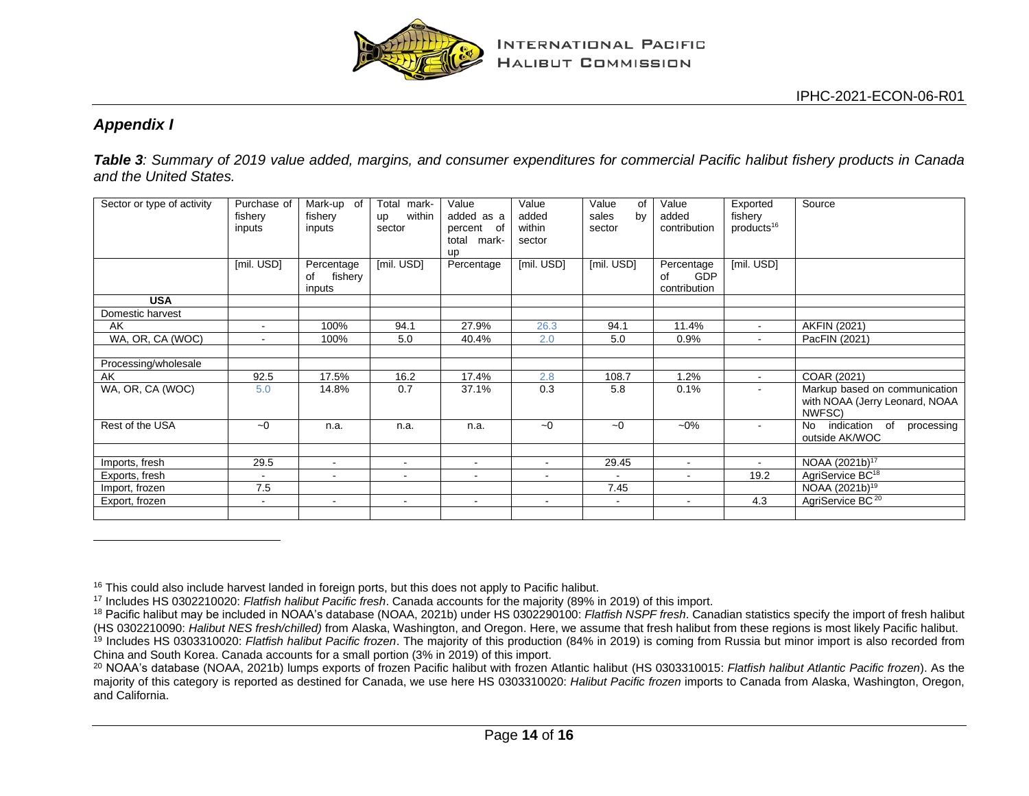## *Appendix I*

***Table 3**: Summary of 2019 value added, margins, and consumer expenditures for commercial Pacific halibut fishery products in Canada and the United States.*

| Sector or type of activity | Purchase of fishery inputs | Mark-up of fishery inputs | Total mark-up within sector | Value added as a percent of total mark-up | Value added within sector | Value of sales by sector | Value added contribution | Exported fishery products[16] | Source |
|---|---|---|---|---|---|---|---|---|---|
| | [mil. USD] | Percentage of fishery inputs | [mil. USD] | Percentage | [mil. USD] | [mil. USD] | Percentage of GDP contribution | [mil. USD] | |
| **USA** | | | | | | | | | |
| Domestic harvest | | | | | | | | | |
| AK | - | 100% | 94.1 | 27.9% | 26.3 | 94.1 | 11.4% | - | AKFIN (2021) |
| WA, OR, CA (WOC) | - | 100% | 5.0 | 40.4% | 2.0 | 5.0 | 0.9% | - | PacFIN (2021) |
| | | | | | | | | | |
| Processing/wholesale | | | | | | | | | |
| AK | 92.5 | 17.5% | 16.2 | 17.4% | 2.8 | 108.7 | 1.2% | - | COAR (2021) |
| WA, OR, CA (WOC) | 5.0 | 14.8% | 0.7 | 37.1% | 0.3 | 5.8 | 0.1% | - | Markup based on communication with NOAA (Jerry Leonard, NOAA NWFSC) |
| Rest of the USA | ~0 | n.a. | n.a. | n.a. | ~0 | ~0 | ~0% | - | No indication of processing outside AK/WOC |
| | | | | | | | | | |
| Imports, fresh | 29.5 | - | - | - | - | 29.45 | - | - | NOAA (2021b)[17] |
| Exports, fresh | - | - | - | - | - | - | - | 19.2 | AgriService BC[18] |
| Import, frozen | 7.5 | | | | | 7.45 | | | NOAA (2021b)[19] |
| Export, frozen | - | - | - | - | - | - | - | 4.3 | AgriService BC[20] |
| | | | | | | | | | |

---

[16] This could also include harvest landed in foreign ports, but this does not apply to Pacific halibut.

[17] Includes HS 0302210020: *Flatfish halibut Pacific fresh*. Canada accounts for the majority (89% in 2019) of this import.

[18] Pacific halibut may be included in NOAA's database (NOAA, 2021b) under HS 0302290100: *Flatfish NSPF fresh*. Canadian statistics specify the import of fresh halibut (HS 0302210090: *Halibut NES fresh/chilled)* from Alaska, Washington, and Oregon. Here, we assume that fresh halibut from these regions is most likely Pacific halibut.

[19] Includes HS 0303310020: *Flatfish halibut Pacific frozen*. The majority of this production (84% in 2019) is coming from Russia but minor import is also recorded from China and South Korea. Canada accounts for a small portion (3% in 2019) of this import.

[20] NOAA's database (NOAA, 2021b) lumps exports of frozen Pacific halibut with frozen Atlantic halibut (HS 0303310015: *Flatfish halibut Atlantic Pacific frozen*). As the majority of this category is reported as destined for Canada, we use here HS 0303310020: *Halibut Pacific frozen* imports to Canada from Alaska, Washington, Oregon, and California.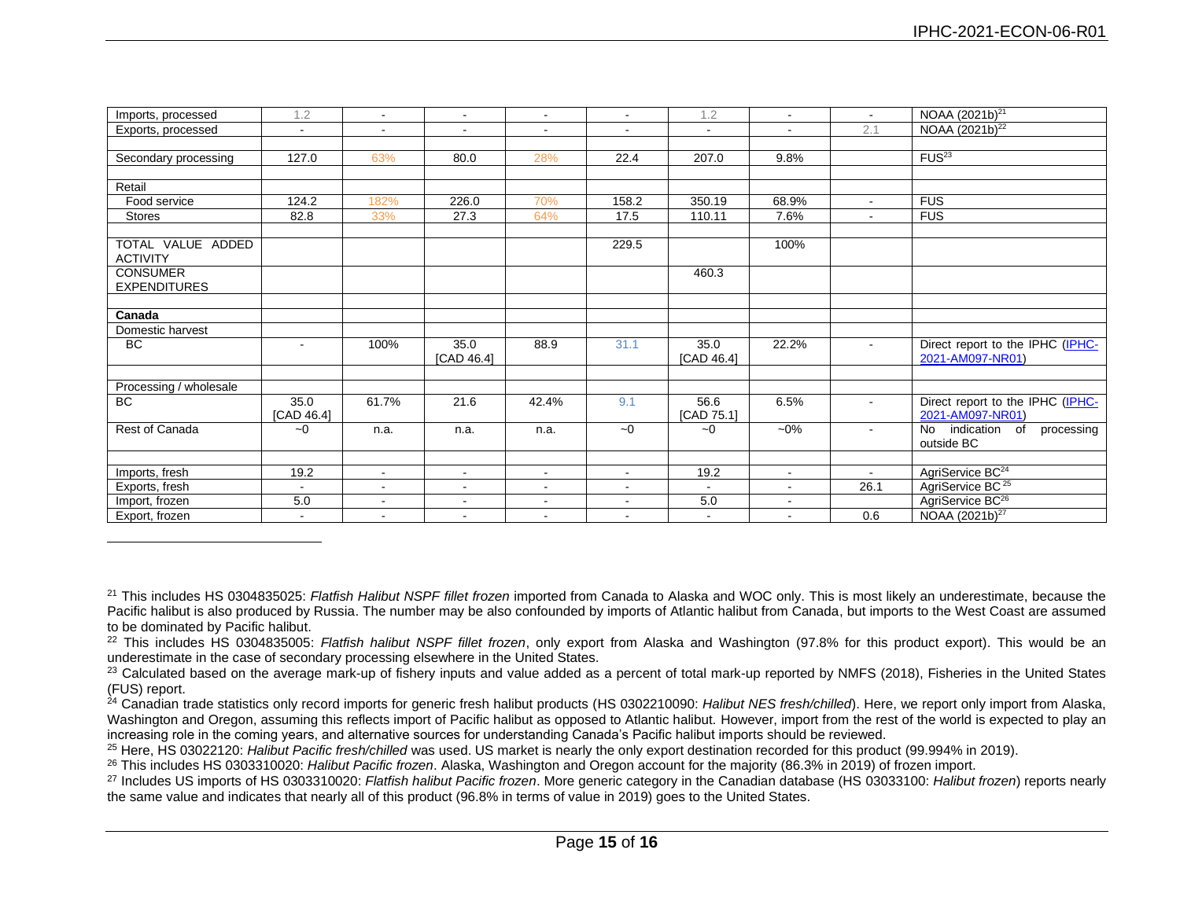| | | | | | | | | | |
|---|---|---|---|---|---|---|---|---|---|
| Imports, processed | 1.2 | - | - | - | - | 1.2 | - | - | NOAA (2021b)[21] |
| Exports, processed | - | - | - | - | - | - | - | 2.1 | NOAA (2021b)[22] |
| | | | | | | | | | |
| Secondary processing | 127.0 | 63% | 80.0 | 28% | 22.4 | 207.0 | 9.8% | | FUS[23] |
| | | | | | | | | | |
| Retail | | | | | | | | | |
| Food service | 124.2 | 182% | 226.0 | 70% | 158.2 | 350.19 | 68.9% | - | FUS |
| Stores | 82.8 | 33% | 27.3 | 64% | 17.5 | 110.11 | 7.6% | - | FUS |
| | | | | | | | | | |
| TOTAL VALUE ADDED ACTIVITY | | | | | 229.5 | | 100% | | |
| CONSUMER EXPENDITURES | | | | | | 460.3 | | | |
| | | | | | | | | | |
| **Canada** | | | | | | | | | |
| Domestic harvest | | | | | | | | | |
| BC | - | 100% | 35.0 [CAD 46.4] | 88.9 | 31.1 | 35.0 [CAD 46.4] | 22.2% | - | Direct report to the IPHC (IPHC-2021-AM097-NR01) |
| | | | | | | | | | |
| Processing / wholesale | | | | | | | | | |
| BC | 35.0 [CAD 46.4] | 61.7% | 21.6 | 42.4% | 9.1 | 56.6 [CAD 75.1] | 6.5% | - | Direct report to the IPHC (IPHC-2021-AM097-NR01) |
| Rest of Canada | ~0 | n.a. | n.a. | n.a. | ~0 | ~0 | ~0% | - | No indication of processing outside BC |
| | | | | | | | | | |
| Imports, fresh | 19.2 | - | - | - | - | 19.2 | - | - | AgriService BC[24] |
| Exports, fresh | - | - | - | - | - | - | - | 26.1 | AgriService BC[25] |
| Import, frozen | 5.0 | - | - | - | - | 5.0 | - | | AgriService BC[26] |
| Export, frozen | - | - | - | - | - | - | - | 0.6 | NOAA (2021b)[27] |

[21] This includes HS 0304835025: *Flatfish Halibut NSPF fillet frozen* imported from Canada to Alaska and WOC only. This is most likely an underestimate, because the Pacific halibut is also produced by Russia. The number may be also confounded by imports of Atlantic halibut from Canada, but imports to the West Coast are assumed to be dominated by Pacific halibut.

[22] This includes HS 0304835005: *Flatfish halibut NSPF fillet frozen*, only export from Alaska and Washington (97.8% for this product export). This would be an underestimate in the case of secondary processing elsewhere in the United States.

[23] Calculated based on the average mark-up of fishery inputs and value added as a percent of total mark-up reported by NMFS (2018), Fisheries in the United States (FUS) report.

[24] Canadian trade statistics only record imports for generic fresh halibut products (HS 0302210090: *Halibut NES fresh/chilled*). Here, we report only import from Alaska, Washington and Oregon, assuming this reflects import of Pacific halibut as opposed to Atlantic halibut. However, import from the rest of the world is expected to play an increasing role in the coming years, and alternative sources for understanding Canada's Pacific halibut imports should be reviewed.

[25] Here, HS 03022120: *Halibut Pacific fresh/chilled* was used. US market is nearly the only export destination recorded for this product (99.994% in 2019).

[26] This includes HS 0303310020: *Halibut Pacific frozen*. Alaska, Washington and Oregon account for the majority (86.3% in 2019) of frozen import.

[27] Includes US imports of HS 0303310020: *Flatfish halibut Pacific frozen*. More generic category in the Canadian database (HS 03033100: *Halibut frozen*) reports nearly the same value and indicates that nearly all of this product (96.8% in terms of value in 2019) goes to the United States.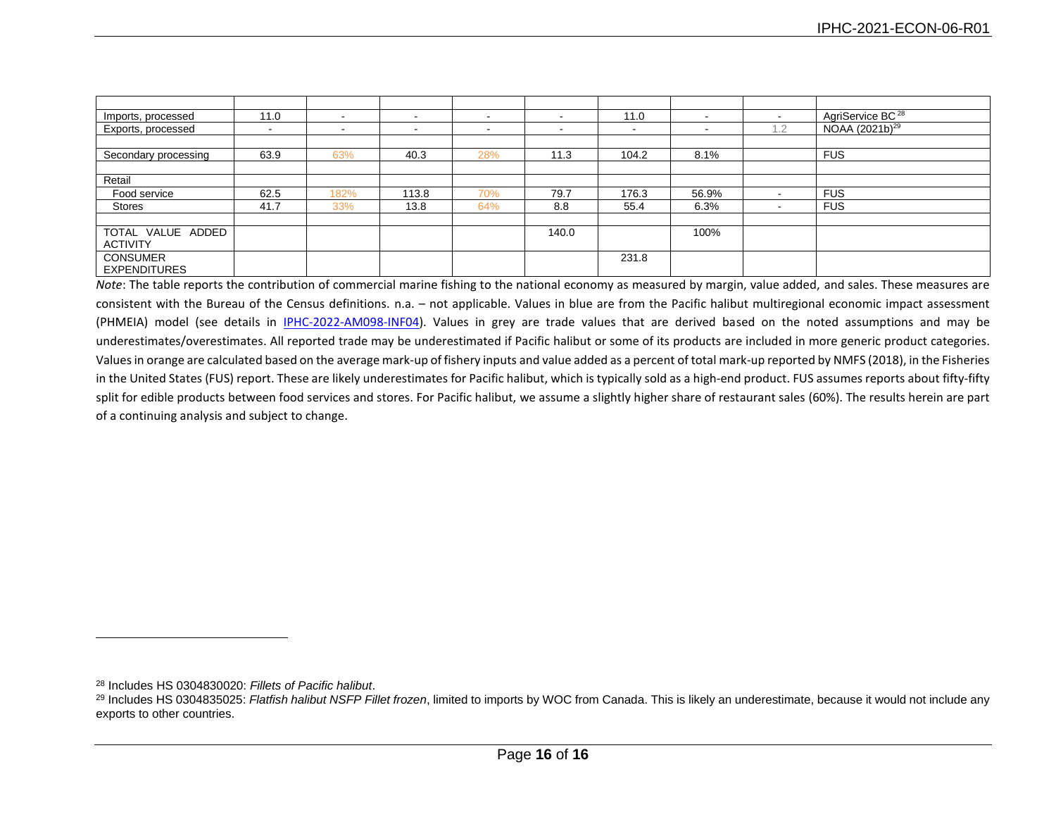| | | | | | | | | | |
|---|---|---|---|---|---|---|---|---|---|
| | | | | | | | | | |
| Imports, processed | 11.0 | - | - | - | - | 11.0 | - | - | AgriService BC[28] |
| Exports, processed | - | - | - | - | - | - | - | 1.2 | NOAA (2021b)[29] |
| | | | | | | | | | |
| Secondary processing | 63.9 | 63% | 40.3 | 28% | 11.3 | 104.2 | 8.1% | | FUS |
| | | | | | | | | | |
| Retail | | | | | | | | | |
| Food service | 62.5 | 182% | 113.8 | 70% | 79.7 | 176.3 | 56.9% | - | FUS |
| Stores | 41.7 | 33% | 13.8 | 64% | 8.8 | 55.4 | 6.3% | - | FUS |
| | | | | | | | | | |
| TOTAL VALUE ADDED ACTIVITY | | | | | 140.0 | | 100% | | |
| CONSUMER EXPENDITURES | | | | | | 231.8 | | | |

*Note*: The table reports the contribution of commercial marine fishing to the national economy as measured by margin, value added, and sales. These measures are consistent with the Bureau of the Census definitions. n.a. – not applicable. Values in blue are from the Pacific halibut multiregional economic impact assessment (PHMEIA) model (see details in IPHC-2022-AM098-INF04). Values in grey are trade values that are derived based on the noted assumptions and may be underestimates/overestimates. All reported trade may be underestimated if Pacific halibut or some of its products are included in more generic product categories. Values in orange are calculated based on the average mark-up of fishery inputs and value added as a percent of total mark-up reported by NMFS (2018), in the Fisheries in the United States (FUS) report. These are likely underestimates for Pacific halibut, which is typically sold as a high-end product. FUS assumes reports about fifty-fifty split for edible products between food services and stores. For Pacific halibut, we assume a slightly higher share of restaurant sales (60%). The results herein are part of a continuing analysis and subject to change.

[28] Includes HS 0304830020: *Fillets of Pacific halibut*.

[29] Includes HS 0304835025: *Flatfish halibut NSFP Fillet frozen*, limited to imports by WOC from Canada. This is likely an underestimate, because it would not include any exports to other countries.